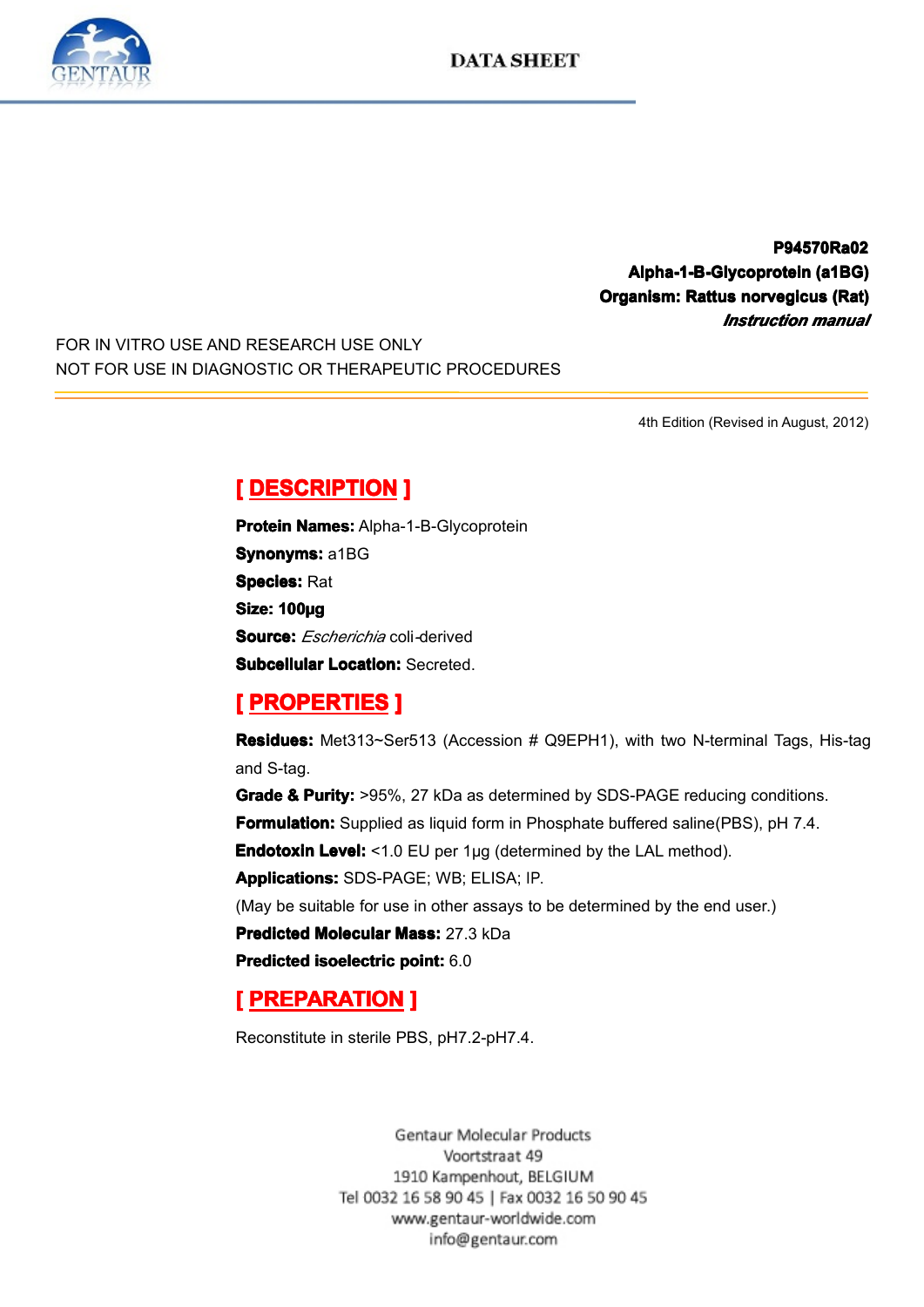DATA SHEET

**P94570Ra02**
**Alpha-1-B-Glycoprotein (a1BG)**
**Organism: Rattus norvegicus (Rat)**
***Instruction manual***

FOR IN VITRO USE AND RESEARCH USE ONLY
NOT FOR USE IN DIAGNOSTIC OR THERAPEUTIC PROCEDURES

4th Edition (Revised in August, 2012)

## [ DESCRIPTION ]

**Protein Names:** Alpha-1-B-Glycoprotein
**Synonyms:** a1BG
**Species:** Rat
**Size: 100μg**
**Source:** *Escherichia* coli-derived
**Subcellular Location:** Secreted.

## [ PROPERTIES ]

**Residues:** Met313~Ser513 (Accession # Q9EPH1), with two N-terminal Tags, His-tag and S-tag.
**Grade & Purity:** >95%, 27 kDa as determined by SDS-PAGE reducing conditions.
**Formulation:** Supplied as liquid form in Phosphate buffered saline(PBS), pH 7.4.
**Endotoxin Level:** <1.0 EU per 1μg (determined by the LAL method).
**Applications:** SDS-PAGE; WB; ELISA; IP.
(May be suitable for use in other assays to be determined by the end user.)
**Predicted Molecular Mass:** 27.3 kDa
**Predicted isoelectric point:** 6.0

## [ PREPARATION ]

Reconstitute in sterile PBS, pH7.2-pH7.4.

Gentaur Molecular Products
Voortstraat 49
1910 Kampenhout, BELGIUM
Tel 0032 16 58 90 45 | Fax 0032 16 50 90 45
www.gentaur-worldwide.com
info@gentaur.com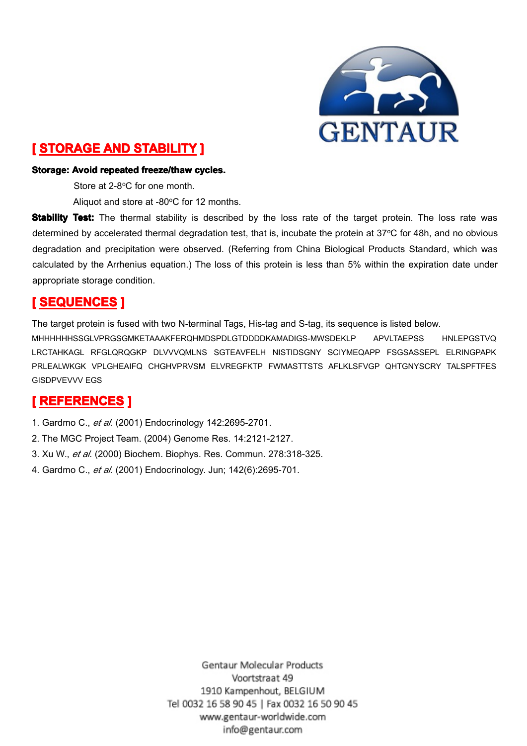## [ STORAGE AND STABILITY ]

**Storage: Avoid repeated freeze/thaw cycles.**

Store at 2-8°C for one month.

Aliquot and store at -80°C for 12 months.

**Stability Test:** The thermal stability is described by the loss rate of the target protein. The loss rate was determined by accelerated thermal degradation test, that is, incubate the protein at 37°C for 48h, and no obvious degradation and precipitation were observed. (Referring from China Biological Products Standard, which was calculated by the Arrhenius equation.) The loss of this protein is less than 5% within the expiration date under appropriate storage condition.

## [ SEQUENCES ]

The target protein is fused with two N-terminal Tags, His-tag and S-tag, its sequence is listed below.

MHHHHHHSSGLVPRGSGMKETAAAKFERQHMDSPDLGTDDDDKAMADIGS-MWSDEKLP APVLTAEPSS HNLEPGSTVQ LRCTAHKAGL RFGLQRQGKP DLVVVQMLNS SGTEAVFELH NISTIDSGNY SCIYMEQAPP FSGSASSEPL ELRINGPAPK PRLEALWKGK VPLGHEAIFQ CHGHVPRVSM ELVREGFKTP FWMASTTSTS AFLKLSFVGP QHTGNYSCRY TALSPFTFES GISDPVEVVV EGS

## [ REFERENCES ]

1. Gardmo C., *et al.* (2001) Endocrinology 142:2695-2701.
2. The MGC Project Team. (2004) Genome Res. 14:2121-2127.
3. Xu W., *et al.* (2000) Biochem. Biophys. Res. Commun. 278:318-325.
4. Gardmo C., *et al.* (2001) Endocrinology. Jun; 142(6):2695-701.

Gentaur Molecular Products
Voortstraat 49
1910 Kampenhout, BELGIUM
Tel 0032 16 58 90 45 | Fax 0032 16 50 90 45
www.gentaur-worldwide.com
info@gentaur.com